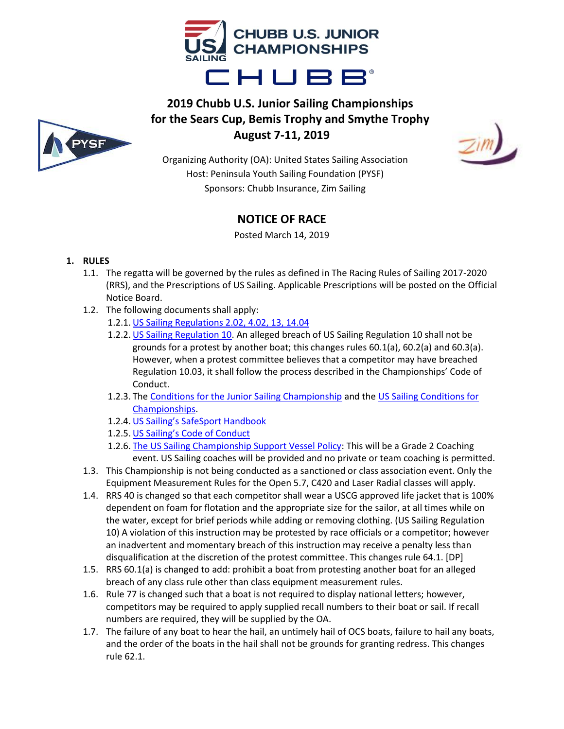CHUBB U.S. JUNIOR CHAMPIONSHIPS

# 2019 Chubb U.S. Junior Sailing Championships for the Sears Cup, Bemis Trophy and Smythe Trophy August 7-11, 2019

Organizing Authority (OA): United States Sailing Association
Host: Peninsula Youth Sailing Foundation (PYSF)
Sponsors: Chubb Insurance, Zim Sailing

## NOTICE OF RACE

Posted March 14, 2019

1. **RULES**
   1.1. The regatta will be governed by the rules as defined in The Racing Rules of Sailing 2017-2020 (RRS), and the Prescriptions of US Sailing. Applicable Prescriptions will be posted on the Official Notice Board.
   1.2. The following documents shall apply:
      1.2.1. US Sailing Regulations 2.02, 4.02, 13, 14.04
      1.2.2. US Sailing Regulation 10. An alleged breach of US Sailing Regulation 10 shall not be grounds for a protest by another boat; this changes rules 60.1(a), 60.2(a) and 60.3(a). However, when a protest committee believes that a competitor may have breached Regulation 10.03, it shall follow the process described in the Championships' Code of Conduct.
      1.2.3. The Conditions for the Junior Sailing Championship and the US Sailing Conditions for Championships.
      1.2.4. US Sailing's SafeSport Handbook
      1.2.5. US Sailing's Code of Conduct
      1.2.6. The US Sailing Championship Support Vessel Policy: This will be a Grade 2 Coaching event. US Sailing coaches will be provided and no private or team coaching is permitted.
   1.3. This Championship is not being conducted as a sanctioned or class association event. Only the Equipment Measurement Rules for the Open 5.7, C420 and Laser Radial classes will apply.
   1.4. RRS 40 is changed so that each competitor shall wear a USCG approved life jacket that is 100% dependent on foam for flotation and the appropriate size for the sailor, at all times while on the water, except for brief periods while adding or removing clothing. (US Sailing Regulation 10) A violation of this instruction may be protested by race officials or a competitor; however an inadvertent and momentary breach of this instruction may receive a penalty less than disqualification at the discretion of the protest committee. This changes rule 64.1. [DP]
   1.5. RRS 60.1(a) is changed to add: prohibit a boat from protesting another boat for an alleged breach of any class rule other than class equipment measurement rules.
   1.6. Rule 77 is changed such that a boat is not required to display national letters; however, competitors may be required to apply supplied recall numbers to their boat or sail. If recall numbers are required, they will be supplied by the OA.
   1.7. The failure of any boat to hear the hail, an untimely hail of OCS boats, failure to hail any boats, and the order of the boats in the hail shall not be grounds for granting redress. This changes rule 62.1.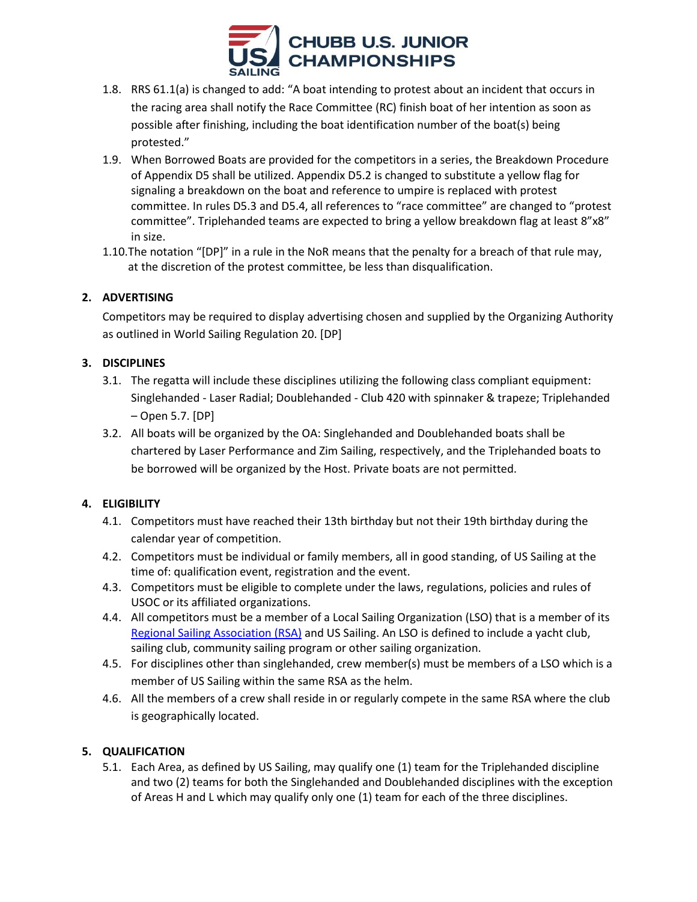1.8. RRS 61.1(a) is changed to add: "A boat intending to protest about an incident that occurs in the racing area shall notify the Race Committee (RC) finish boat of her intention as soon as possible after finishing, including the boat identification number of the boat(s) being protested."

1.9. When Borrowed Boats are provided for the competitors in a series, the Breakdown Procedure of Appendix D5 shall be utilized. Appendix D5.2 is changed to substitute a yellow flag for signaling a breakdown on the boat and reference to umpire is replaced with protest committee. In rules D5.3 and D5.4, all references to "race committee" are changed to "protest committee". Triplehanded teams are expected to bring a yellow breakdown flag at least 8"x8" in size.

1.10. The notation "[DP]" in a rule in the NoR means that the penalty for a breach of that rule may, at the discretion of the protest committee, be less than disqualification.

## 2. ADVERTISING

Competitors may be required to display advertising chosen and supplied by the Organizing Authority as outlined in World Sailing Regulation 20. [DP]

## 3. DISCIPLINES

3.1. The regatta will include these disciplines utilizing the following class compliant equipment: Singlehanded - Laser Radial; Doublehanded - Club 420 with spinnaker & trapeze; Triplehanded – Open 5.7. [DP]

3.2. All boats will be organized by the OA: Singlehanded and Doublehanded boats shall be chartered by Laser Performance and Zim Sailing, respectively, and the Triplehanded boats to be borrowed will be organized by the Host. Private boats are not permitted.

## 4. ELIGIBILITY

4.1. Competitors must have reached their 13th birthday but not their 19th birthday during the calendar year of competition.

4.2. Competitors must be individual or family members, all in good standing, of US Sailing at the time of: qualification event, registration and the event.

4.3. Competitors must be eligible to complete under the laws, regulations, policies and rules of USOC or its affiliated organizations.

4.4. All competitors must be a member of a Local Sailing Organization (LSO) that is a member of its Regional Sailing Association (RSA) and US Sailing. An LSO is defined to include a yacht club, sailing club, community sailing program or other sailing organization.

4.5. For disciplines other than singlehanded, crew member(s) must be members of a LSO which is a member of US Sailing within the same RSA as the helm.

4.6. All the members of a crew shall reside in or regularly compete in the same RSA where the club is geographically located.

## 5. QUALIFICATION

5.1. Each Area, as defined by US Sailing, may qualify one (1) team for the Triplehanded discipline and two (2) teams for both the Singlehanded and Doublehanded disciplines with the exception of Areas H and L which may qualify only one (1) team for each of the three disciplines.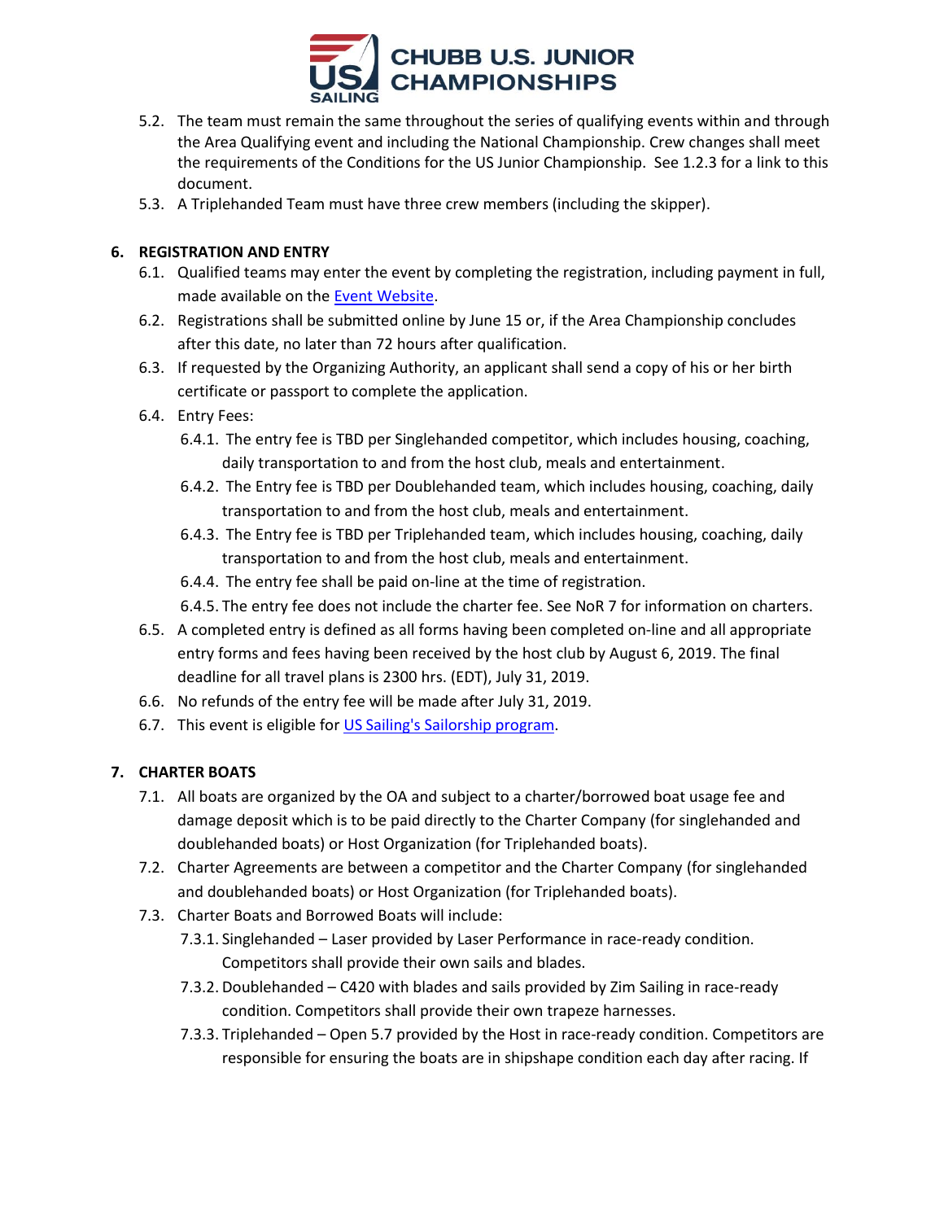5.2. The team must remain the same throughout the series of qualifying events within and through the Area Qualifying event and including the National Championship. Crew changes shall meet the requirements of the Conditions for the US Junior Championship. See 1.2.3 for a link to this document.

5.3. A Triplehanded Team must have three crew members (including the skipper).

## 6. REGISTRATION AND ENTRY

6.1. Qualified teams may enter the event by completing the registration, including payment in full, made available on the Event Website.

6.2. Registrations shall be submitted online by June 15 or, if the Area Championship concludes after this date, no later than 72 hours after qualification.

6.3. If requested by the Organizing Authority, an applicant shall send a copy of his or her birth certificate or passport to complete the application.

6.4. Entry Fees:

6.4.1. The entry fee is TBD per Singlehanded competitor, which includes housing, coaching, daily transportation to and from the host club, meals and entertainment.

6.4.2. The Entry fee is TBD per Doublehanded team, which includes housing, coaching, daily transportation to and from the host club, meals and entertainment.

6.4.3. The Entry fee is TBD per Triplehanded team, which includes housing, coaching, daily transportation to and from the host club, meals and entertainment.

6.4.4. The entry fee shall be paid on-line at the time of registration.

6.4.5. The entry fee does not include the charter fee. See NoR 7 for information on charters.

6.5. A completed entry is defined as all forms having been completed on-line and all appropriate entry forms and fees having been received by the host club by August 6, 2019. The final deadline for all travel plans is 2300 hrs. (EDT), July 31, 2019.

6.6. No refunds of the entry fee will be made after July 31, 2019.

6.7. This event is eligible for US Sailing's Sailorship program.

## 7. CHARTER BOATS

7.1. All boats are organized by the OA and subject to a charter/borrowed boat usage fee and damage deposit which is to be paid directly to the Charter Company (for singlehanded and doublehanded boats) or Host Organization (for Triplehanded boats).

7.2. Charter Agreements are between a competitor and the Charter Company (for singlehanded and doublehanded boats) or Host Organization (for Triplehanded boats).

7.3. Charter Boats and Borrowed Boats will include:

7.3.1. Singlehanded – Laser provided by Laser Performance in race-ready condition. Competitors shall provide their own sails and blades.

7.3.2. Doublehanded – C420 with blades and sails provided by Zim Sailing in race-ready condition. Competitors shall provide their own trapeze harnesses.

7.3.3. Triplehanded – Open 5.7 provided by the Host in race-ready condition. Competitors are responsible for ensuring the boats are in shipshape condition each day after racing. If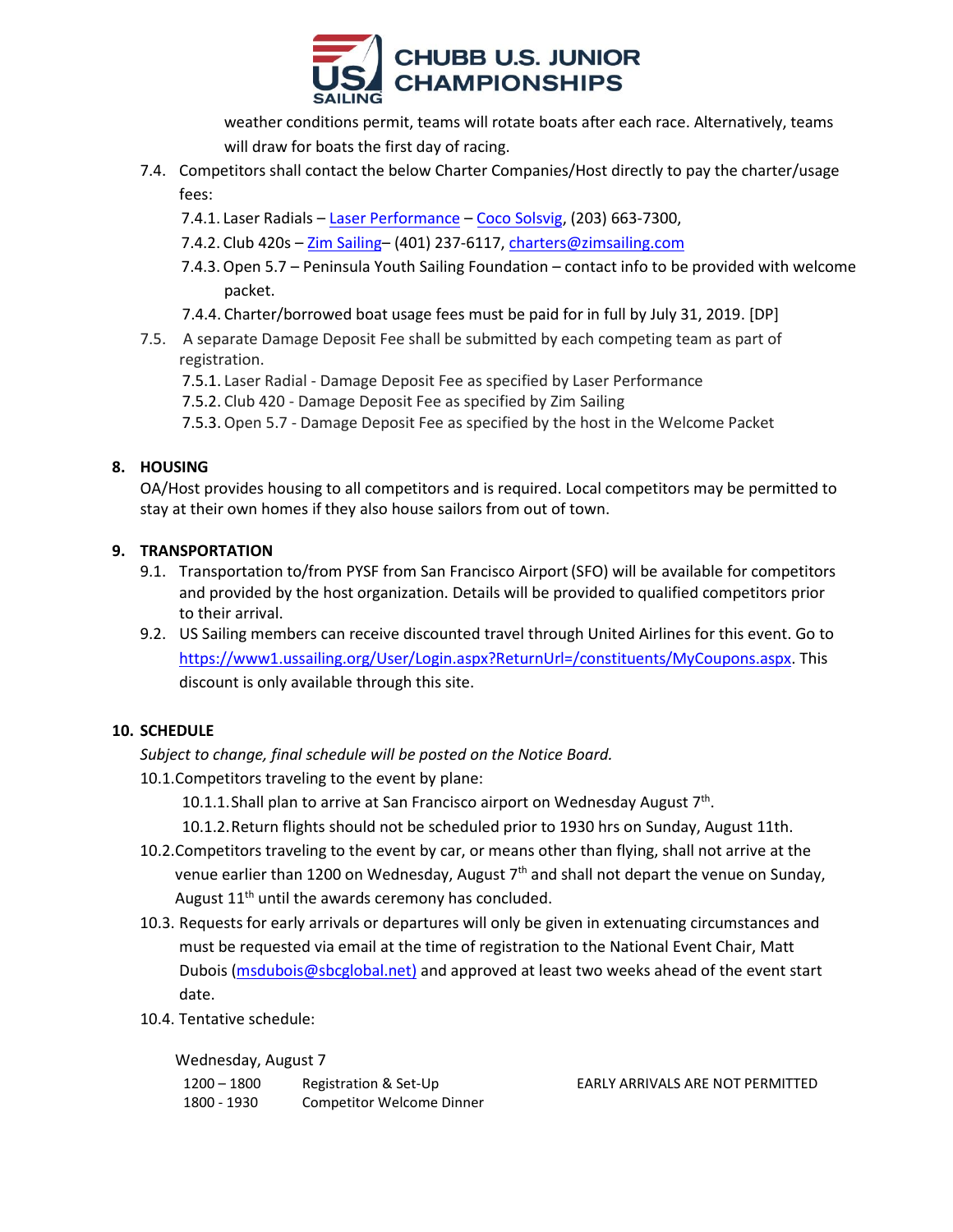weather conditions permit, teams will rotate boats after each race. Alternatively, teams will draw for boats the first day of racing.

7.4. Competitors shall contact the below Charter Companies/Host directly to pay the charter/usage fees:

7.4.1. Laser Radials – Laser Performance – Coco Solsvig, (203) 663-7300,

7.4.2. Club 420s – Zim Sailing– (401) 237-6117, charters@zimsailing.com

7.4.3. Open 5.7 – Peninsula Youth Sailing Foundation – contact info to be provided with welcome packet.

7.4.4. Charter/borrowed boat usage fees must be paid for in full by July 31, 2019. [DP]

7.5. A separate Damage Deposit Fee shall be submitted by each competing team as part of registration.

7.5.1. Laser Radial - Damage Deposit Fee as specified by Laser Performance

7.5.2. Club 420 - Damage Deposit Fee as specified by Zim Sailing

7.5.3. Open 5.7 - Damage Deposit Fee as specified by the host in the Welcome Packet

## 8. HOUSING

OA/Host provides housing to all competitors and is required. Local competitors may be permitted to stay at their own homes if they also house sailors from out of town.

## 9. TRANSPORTATION

9.1. Transportation to/from PYSF from San Francisco Airport (SFO) will be available for competitors and provided by the host organization. Details will be provided to qualified competitors prior to their arrival.

9.2. US Sailing members can receive discounted travel through United Airlines for this event. Go to https://www1.ussailing.org/User/Login.aspx?ReturnUrl=/constituents/MyCoupons.aspx. This discount is only available through this site.

## 10. SCHEDULE

*Subject to change, final schedule will be posted on the Notice Board.*

10.1. Competitors traveling to the event by plane:

10.1.1. Shall plan to arrive at San Francisco airport on Wednesday August 7th.

10.1.2. Return flights should not be scheduled prior to 1930 hrs on Sunday, August 11th.

10.2. Competitors traveling to the event by car, or means other than flying, shall not arrive at the venue earlier than 1200 on Wednesday, August 7th and shall not depart the venue on Sunday, August 11th until the awards ceremony has concluded.

10.3. Requests for early arrivals or departures will only be given in extenuating circumstances and must be requested via email at the time of registration to the National Event Chair, Matt Dubois (msdubois@sbcglobal.net) and approved at least two weeks ahead of the event start date.

10.4. Tentative schedule:

Wednesday, August 7

| | | |
|---|---|---|
| 1200 – 1800 | Registration & Set-Up | EARLY ARRIVALS ARE NOT PERMITTED |
| 1800 - 1930 | Competitor Welcome Dinner | |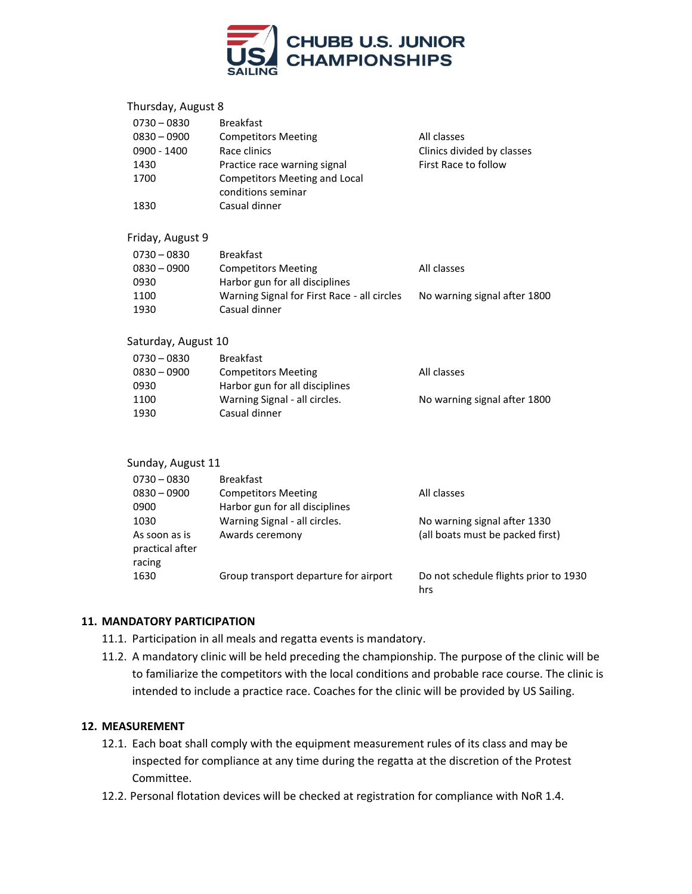Thursday, August 8

| | | |
|---|---|---|
| 0730 – 0830 | Breakfast | |
| 0830 – 0900 | Competitors Meeting | All classes |
| 0900 - 1400 | Race clinics | Clinics divided by classes |
| 1430 | Practice race warning signal | First Race to follow |
| 1700 | Competitors Meeting and Local conditions seminar | |
| 1830 | Casual dinner | |

Friday, August 9

| | | |
|---|---|---|
| 0730 – 0830 | Breakfast | |
| 0830 – 0900 | Competitors Meeting | All classes |
| 0930 | Harbor gun for all disciplines | |
| 1100 | Warning Signal for First Race - all circles | No warning signal after 1800 |
| 1930 | Casual dinner | |

Saturday, August 10

| | | |
|---|---|---|
| 0730 – 0830 | Breakfast | |
| 0830 – 0900 | Competitors Meeting | All classes |
| 0930 | Harbor gun for all disciplines | |
| 1100 | Warning Signal - all circles. | No warning signal after 1800 |
| 1930 | Casual dinner | |

Sunday, August 11

| | | |
|---|---|---|
| 0730 – 0830 | Breakfast | |
| 0830 – 0900 | Competitors Meeting | All classes |
| 0900 | Harbor gun for all disciplines | |
| 1030 | Warning Signal - all circles. | No warning signal after 1330 |
| As soon as is practical after racing | Awards ceremony | (all boats must be packed first) |
| 1630 | Group transport departure for airport | Do not schedule flights prior to 1930 hrs |

## 11. MANDATORY PARTICIPATION

11.1. Participation in all meals and regatta events is mandatory.

11.2. A mandatory clinic will be held preceding the championship. The purpose of the clinic will be to familiarize the competitors with the local conditions and probable race course. The clinic is intended to include a practice race. Coaches for the clinic will be provided by US Sailing.

## 12. MEASUREMENT

12.1. Each boat shall comply with the equipment measurement rules of its class and may be inspected for compliance at any time during the regatta at the discretion of the Protest Committee.

12.2. Personal flotation devices will be checked at registration for compliance with NoR 1.4.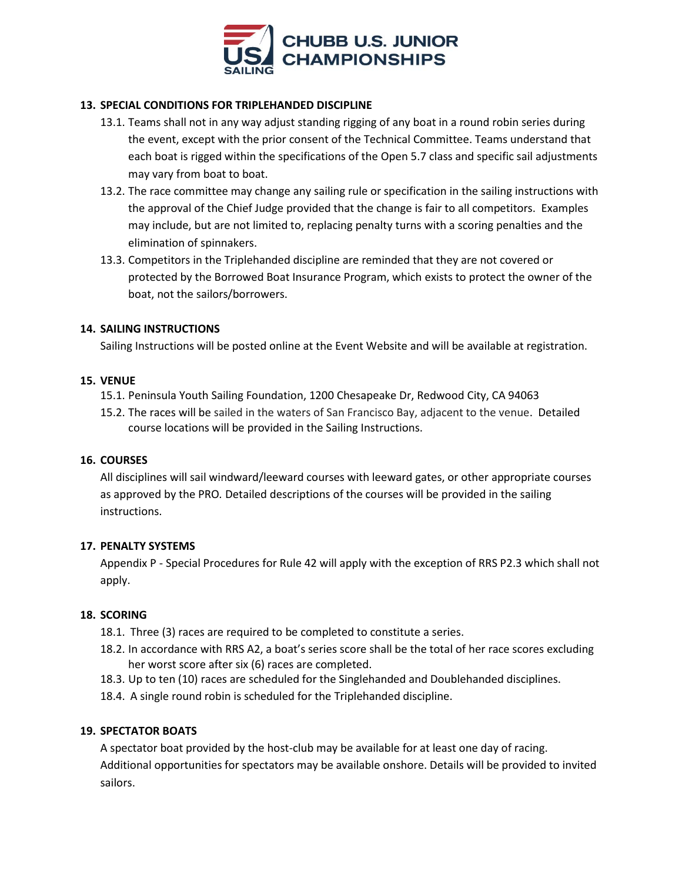## 13. SPECIAL CONDITIONS FOR TRIPLEHANDED DISCIPLINE

13.1. Teams shall not in any way adjust standing rigging of any boat in a round robin series during the event, except with the prior consent of the Technical Committee. Teams understand that each boat is rigged within the specifications of the Open 5.7 class and specific sail adjustments may vary from boat to boat.

13.2. The race committee may change any sailing rule or specification in the sailing instructions with the approval of the Chief Judge provided that the change is fair to all competitors. Examples may include, but are not limited to, replacing penalty turns with a scoring penalties and the elimination of spinnakers.

13.3. Competitors in the Triplehanded discipline are reminded that they are not covered or protected by the Borrowed Boat Insurance Program, which exists to protect the owner of the boat, not the sailors/borrowers.

## 14. SAILING INSTRUCTIONS

Sailing Instructions will be posted online at the Event Website and will be available at registration.

## 15. VENUE

15.1. Peninsula Youth Sailing Foundation, 1200 Chesapeake Dr, Redwood City, CA 94063

15.2. The races will be sailed in the waters of San Francisco Bay, adjacent to the venue. Detailed course locations will be provided in the Sailing Instructions.

## 16. COURSES

All disciplines will sail windward/leeward courses with leeward gates, or other appropriate courses as approved by the PRO. Detailed descriptions of the courses will be provided in the sailing instructions.

## 17. PENALTY SYSTEMS

Appendix P - Special Procedures for Rule 42 will apply with the exception of RRS P2.3 which shall not apply.

## 18. SCORING

18.1. Three (3) races are required to be completed to constitute a series.

18.2. In accordance with RRS A2, a boat's series score shall be the total of her race scores excluding her worst score after six (6) races are completed.

18.3. Up to ten (10) races are scheduled for the Singlehanded and Doublehanded disciplines.

18.4. A single round robin is scheduled for the Triplehanded discipline.

## 19. SPECTATOR BOATS

A spectator boat provided by the host-club may be available for at least one day of racing. Additional opportunities for spectators may be available onshore. Details will be provided to invited sailors.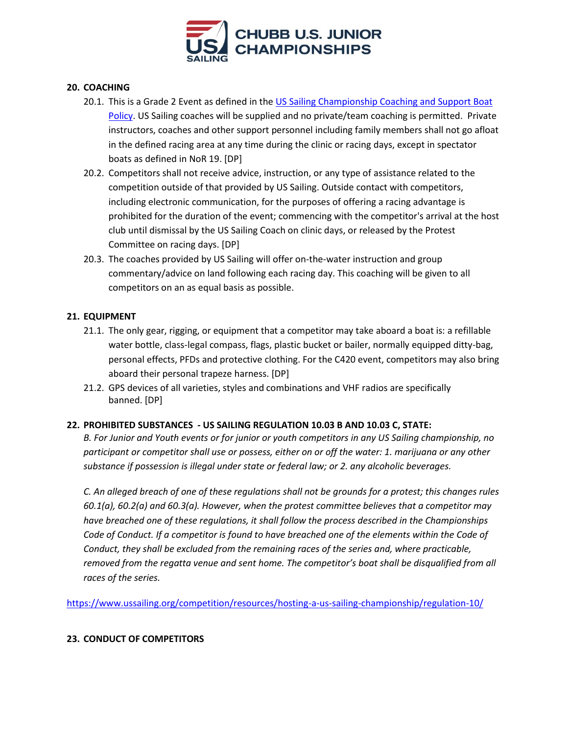## 20. COACHING

20.1. This is a Grade 2 Event as defined in the US Sailing Championship Coaching and Support Boat Policy. US Sailing coaches will be supplied and no private/team coaching is permitted. Private instructors, coaches and other support personnel including family members shall not go afloat in the defined racing area at any time during the clinic or racing days, except in spectator boats as defined in NoR 19. [DP]

20.2. Competitors shall not receive advice, instruction, or any type of assistance related to the competition outside of that provided by US Sailing. Outside contact with competitors, including electronic communication, for the purposes of offering a racing advantage is prohibited for the duration of the event; commencing with the competitor's arrival at the host club until dismissal by the US Sailing Coach on clinic days, or released by the Protest Committee on racing days. [DP]

20.3. The coaches provided by US Sailing will offer on-the-water instruction and group commentary/advice on land following each racing day. This coaching will be given to all competitors on an as equal basis as possible.

## 21. EQUIPMENT

21.1. The only gear, rigging, or equipment that a competitor may take aboard a boat is: a refillable water bottle, class-legal compass, flags, plastic bucket or bailer, normally equipped ditty-bag, personal effects, PFDs and protective clothing. For the C420 event, competitors may also bring aboard their personal trapeze harness. [DP]

21.2. GPS devices of all varieties, styles and combinations and VHF radios are specifically banned. [DP]

## 22. PROHIBITED SUBSTANCES - US SAILING REGULATION 10.03 B AND 10.03 C, STATE:

*B. For Junior and Youth events or for junior or youth competitors in any US Sailing championship, no participant or competitor shall use or possess, either on or off the water: 1. marijuana or any other substance if possession is illegal under state or federal law; or 2. any alcoholic beverages.*

*C. An alleged breach of one of these regulations shall not be grounds for a protest; this changes rules 60.1(a), 60.2(a) and 60.3(a). However, when the protest committee believes that a competitor may have breached one of these regulations, it shall follow the process described in the Championships Code of Conduct. If a competitor is found to have breached one of the elements within the Code of Conduct, they shall be excluded from the remaining races of the series and, where practicable, removed from the regatta venue and sent home. The competitor's boat shall be disqualified from all races of the series.*

https://www.ussailing.org/competition/resources/hosting-a-us-sailing-championship/regulation-10/

## 23. CONDUCT OF COMPETITORS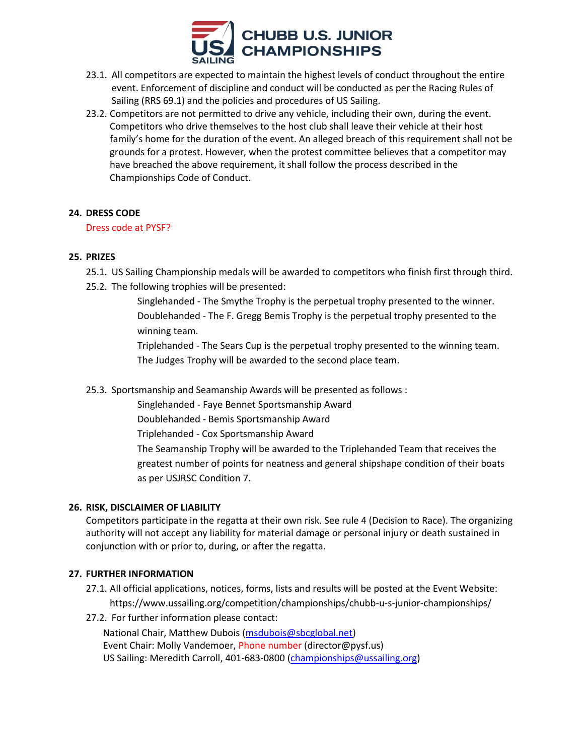23.1. All competitors are expected to maintain the highest levels of conduct throughout the entire event. Enforcement of discipline and conduct will be conducted as per the Racing Rules of Sailing (RRS 69.1) and the policies and procedures of US Sailing.

23.2. Competitors are not permitted to drive any vehicle, including their own, during the event. Competitors who drive themselves to the host club shall leave their vehicle at their host family's home for the duration of the event. An alleged breach of this requirement shall not be grounds for a protest. However, when the protest committee believes that a competitor may have breached the above requirement, it shall follow the process described in the Championships Code of Conduct.

## 24. DRESS CODE

Dress code at PYSF?

## 25. PRIZES

25.1. US Sailing Championship medals will be awarded to competitors who finish first through third.

25.2. The following trophies will be presented:

Singlehanded - The Smythe Trophy is the perpetual trophy presented to the winner.
Doublehanded - The F. Gregg Bemis Trophy is the perpetual trophy presented to the winning team.
Triplehanded - The Sears Cup is the perpetual trophy presented to the winning team. The Judges Trophy will be awarded to the second place team.

25.3. Sportsmanship and Seamanship Awards will be presented as follows :

Singlehanded - Faye Bennet Sportsmanship Award
Doublehanded - Bemis Sportsmanship Award
Triplehanded - Cox Sportsmanship Award
The Seamanship Trophy will be awarded to the Triplehanded Team that receives the greatest number of points for neatness and general shipshape condition of their boats as per USJRSC Condition 7.

## 26. RISK, DISCLAIMER OF LIABILITY

Competitors participate in the regatta at their own risk. See rule 4 (Decision to Race). The organizing authority will not accept any liability for material damage or personal injury or death sustained in conjunction with or prior to, during, or after the regatta.

## 27. FURTHER INFORMATION

27.1. All official applications, notices, forms, lists and results will be posted at the Event Website:
https://www.ussailing.org/competition/championships/chubb-u-s-junior-championships/

27.2. For further information please contact:

National Chair, Matthew Dubois (msdubois@sbcglobal.net)
Event Chair: Molly Vandemoer, Phone number (director@pysf.us)
US Sailing: Meredith Carroll, 401-683-0800 (championships@ussailing.org)